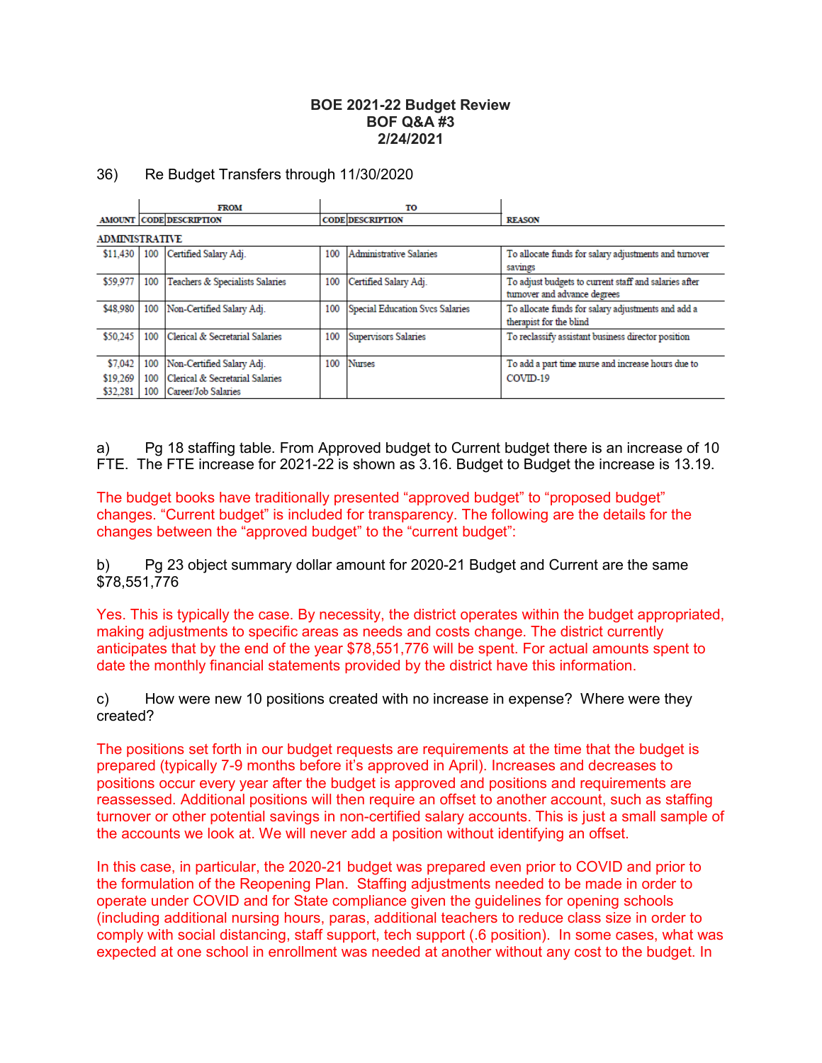# BOE 2021-22 Budget Review
## BOF Q&A #3
## 2/24/2021

36) Re Budget Transfers through 11/30/2020

| | FROM | | TO | | |
|---|---|---|---|---|---|
| **AMOUNT** | **CODE** | **DESCRIPTION** | **CODE** | **DESCRIPTION** | **REASON** |
| **ADMINISTRATIVE** | | | | | |
| $11,430 | 100 | Certified Salary Adj. | 100 | Administrative Salaries | To allocate funds for salary adjustments and turnover savings |
| $59,977 | 100 | Teachers & Specialists Salaries | 100 | Certified Salary Adj. | To adjust budgets to current staff and salaries after turnover and advance degrees |
| $48,980 | 100 | Non-Certified Salary Adj. | 100 | Special Education Svcs Salaries | To allocate funds for salary adjustments and add a therapist for the blind |
| $50,245 | 100 | Clerical & Secretarial Salaries | 100 | Supervisors Salaries | To reclassify assistant business director position |
| $7,042 | 100 | Non-Certified Salary Adj. | 100 | Nurses | To add a part time nurse and increase hours due to COVID-19 |
| $19,269 | 100 | Clerical & Secretarial Salaries | | | |
| $32,281 | 100 | Career/Job Salaries | | | |

a) Pg 18 staffing table. From Approved budget to Current budget there is an increase of 10 FTE. The FTE increase for 2021-22 is shown as 3.16. Budget to Budget the increase is 13.19.

The budget books have traditionally presented "approved budget" to "proposed budget" changes. "Current budget" is included for transparency. The following are the details for the changes between the "approved budget" to the "current budget":

b) Pg 23 object summary dollar amount for 2020-21 Budget and Current are the same $78,551,776

Yes. This is typically the case. By necessity, the district operates within the budget appropriated, making adjustments to specific areas as needs and costs change. The district currently anticipates that by the end of the year $78,551,776 will be spent. For actual amounts spent to date the monthly financial statements provided by the district have this information.

c) How were new 10 positions created with no increase in expense? Where were they created?

The positions set forth in our budget requests are requirements at the time that the budget is prepared (typically 7-9 months before it's approved in April). Increases and decreases to positions occur every year after the budget is approved and positions and requirements are reassessed. Additional positions will then require an offset to another account, such as staffing turnover or other potential savings in non-certified salary accounts. This is just a small sample of the accounts we look at. We will never add a position without identifying an offset.

In this case, in particular, the 2020-21 budget was prepared even prior to COVID and prior to the formulation of the Reopening Plan. Staffing adjustments needed to be made in order to operate under COVID and for State compliance given the guidelines for opening schools (including additional nursing hours, paras, additional teachers to reduce class size in order to comply with social distancing, staff support, tech support (.6 position). In some cases, what was expected at one school in enrollment was needed at another without any cost to the budget. In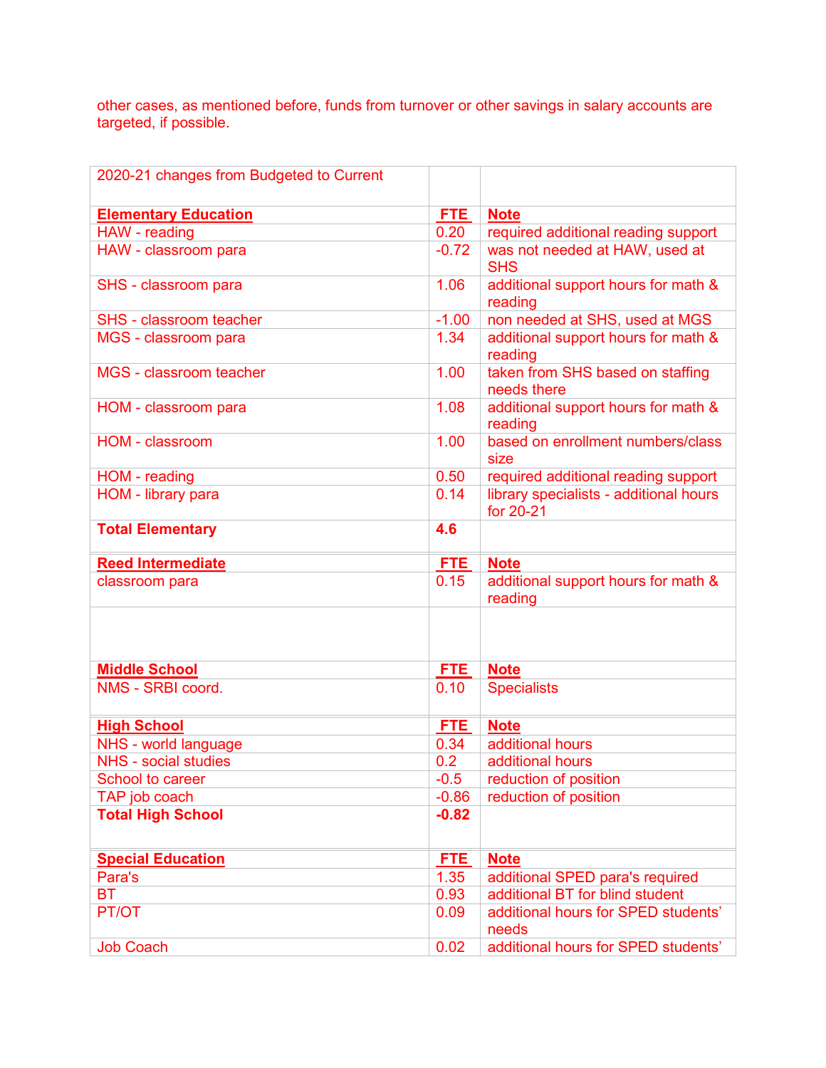other cases, as mentioned before, funds from turnover or other savings in salary accounts are targeted, if possible.

| 2020-21 changes from Budgeted to Current | | |
|---|---|---|
| **Elementary Education** | **FTE** | **Note** |
| HAW - reading | 0.20 | required additional reading support |
| HAW - classroom para | -0.72 | was not needed at HAW, used at SHS |
| SHS - classroom para | 1.06 | additional support hours for math & reading |
| SHS - classroom teacher | -1.00 | non needed at SHS, used at MGS |
| MGS - classroom para | 1.34 | additional support hours for math & reading |
| MGS - classroom teacher | 1.00 | taken from SHS based on staffing needs there |
| HOM - classroom para | 1.08 | additional support hours for math & reading |
| HOM - classroom | 1.00 | based on enrollment numbers/class size |
| HOM - reading | 0.50 | required additional reading support |
| HOM - library para | 0.14 | library specialists - additional hours for 20-21 |
| **Total Elementary** | **4.6** | |
| **Reed Intermediate** | **FTE** | **Note** |
| classroom para | 0.15 | additional support hours for math & reading |
| | | |
| **Middle School** | **FTE** | **Note** |
| NMS - SRBI coord. | 0.10 | Specialists |
| **High School** | **FTE** | **Note** |
| NHS - world language | 0.34 | additional hours |
| NHS - social studies | 0.2 | additional hours |
| School to career | -0.5 | reduction of position |
| TAP job coach | -0.86 | reduction of position |
| **Total High School** | **-0.82** | |
| **Special Education** | **FTE** | **Note** |
| Para's | 1.35 | additional SPED para's required |
| BT | 0.93 | additional BT for blind student |
| PT/OT | 0.09 | additional hours for SPED students' needs |
| Job Coach | 0.02 | additional hours for SPED students' |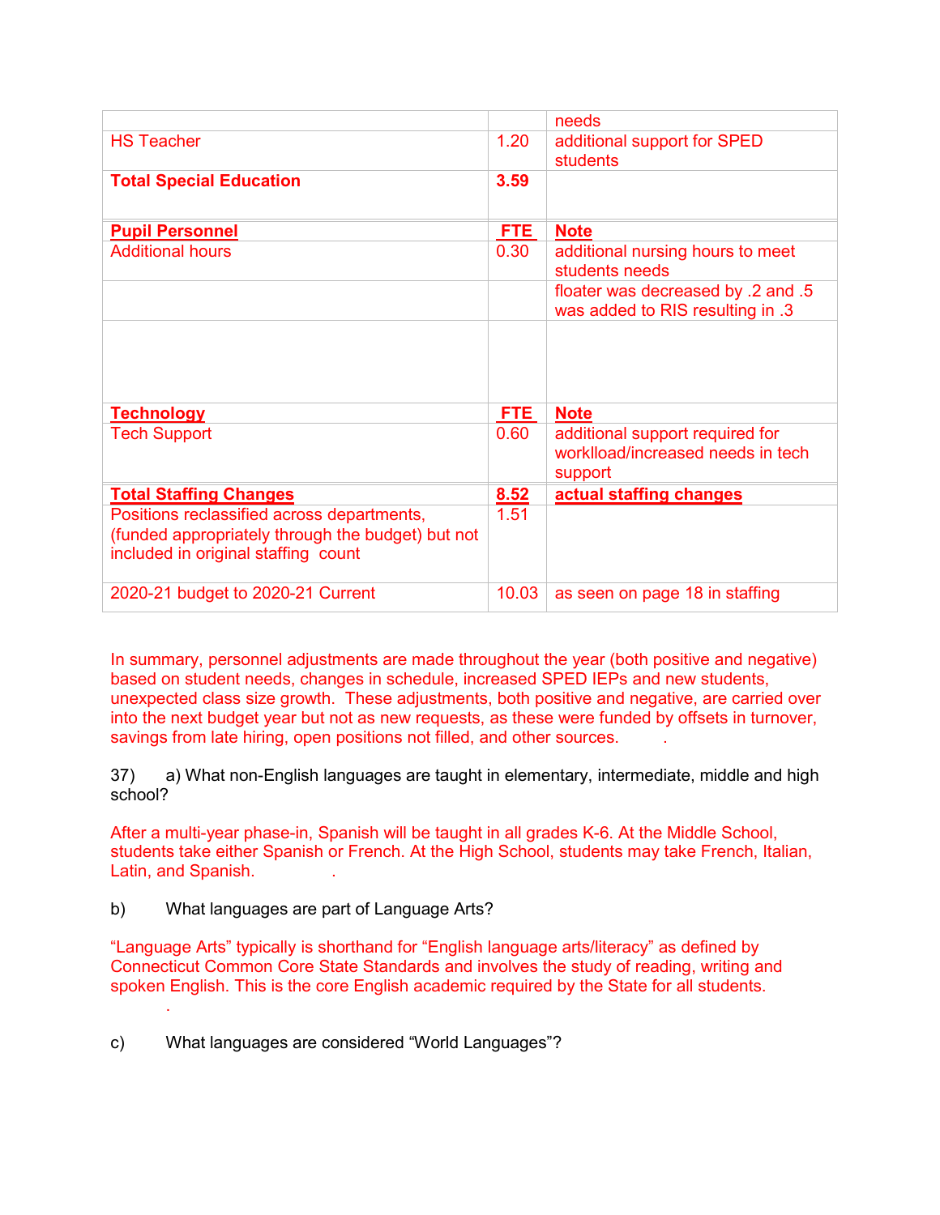| | | needs |
|---|---|---|
| HS Teacher | 1.20 | additional support for SPED students |
| **Total Special Education** | **3.59** | |
| **Pupil Personnel** | **FTE** | **Note** |
| Additional hours | 0.30 | additional nursing hours to meet students needs |
| | | floater was decreased by .2 and .5 was added to RIS resulting in .3 |
| | | |
| **Technology** | **FTE** | **Note** |
| Tech Support | 0.60 | additional support required for workload/increased needs in tech support |
| **Total Staffing Changes** | **8.52** | **actual staffing changes** |
| Positions reclassified across departments, (funded appropriately through the budget) but not included in original staffing count | 1.51 | |
| 2020-21 budget to 2020-21 Current | 10.03 | as seen on page 18 in staffing |

In summary, personnel adjustments are made throughout the year (both positive and negative) based on student needs, changes in schedule, increased SPED IEPs and new students, unexpected class size growth. These adjustments, both positive and negative, are carried over into the next budget year but not as new requests, as these were funded by offsets in turnover, savings from late hiring, open positions not filled, and other sources.

37) a) What non-English languages are taught in elementary, intermediate, middle and high school?

After a multi-year phase-in, Spanish will be taught in all grades K-6. At the Middle School, students take either Spanish or French. At the High School, students may take French, Italian, Latin, and Spanish.

b) What languages are part of Language Arts?

"Language Arts" typically is shorthand for "English language arts/literacy" as defined by Connecticut Common Core State Standards and involves the study of reading, writing and spoken English. This is the core English academic required by the State for all students.

c) What languages are considered "World Languages"?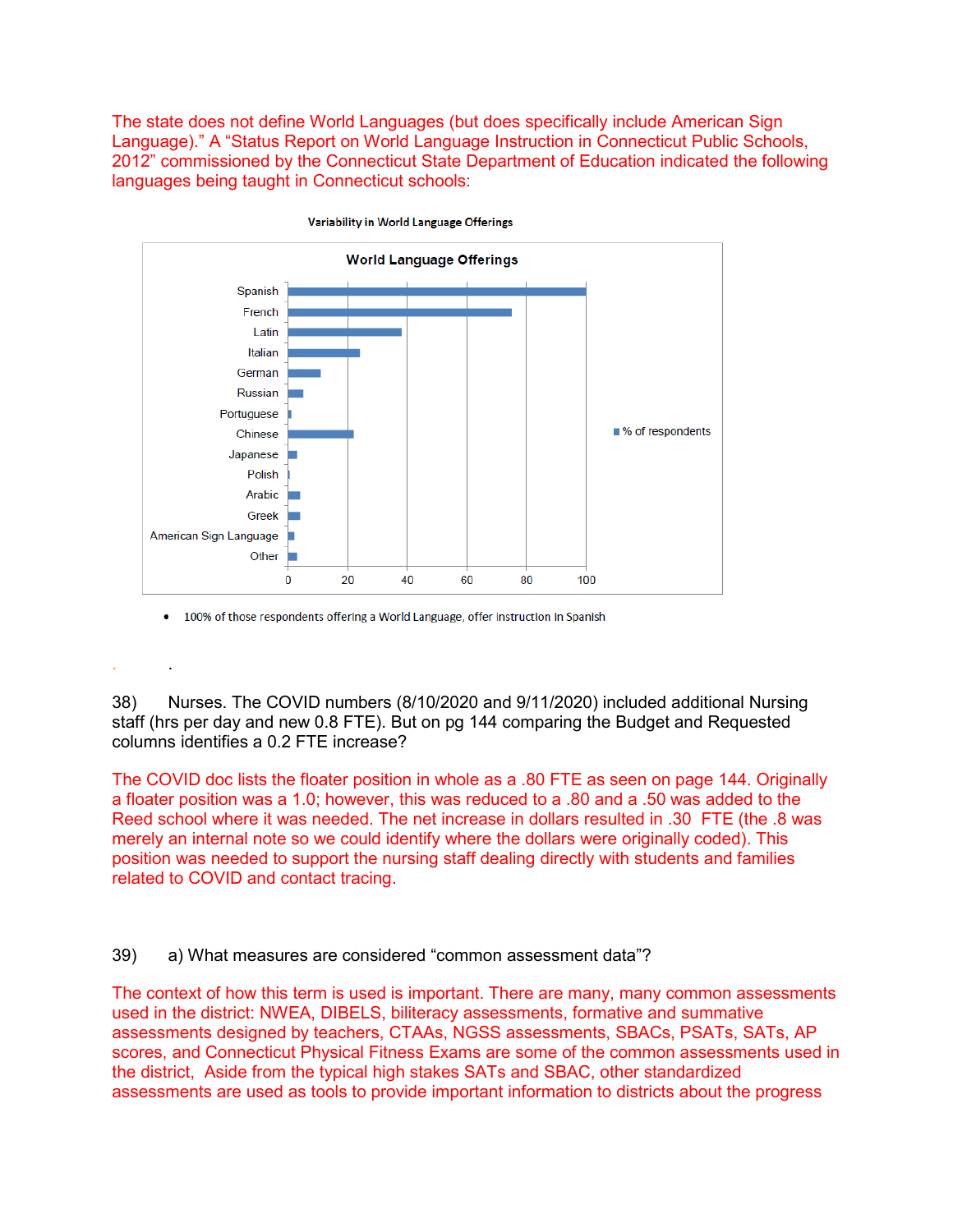The state does not define World Languages (but does specifically include American Sign Language)." A "Status Report on World Language Instruction in Connecticut Public Schools, 2012" commissioned by the Connecticut State Department of Education indicated the following languages being taught in Connecticut schools:

**Variability in World Language Offerings**

**World Language Offerings**

| Language | % of respondents |
|---|---|
| Spanish | 100 |
| French | 75 |
| Latin | 38 |
| Italian | 24 |
| German | 11 |
| Russian | 5 |
| Portuguese | 1 |
| Chinese | 22 |
| Japanese | 3 |
| Polish | 0.5 |
| Arabic | 4 |
| Greek | 4 |
| American Sign Language | 2 |
| Other | 3 |

- 100% of those respondents offering a World Language, offer instruction in Spanish

38) Nurses. The COVID numbers (8/10/2020 and 9/11/2020) included additional Nursing staff (hrs per day and new 0.8 FTE). But on pg 144 comparing the Budget and Requested columns identifies a 0.2 FTE increase?

The COVID doc lists the floater position in whole as a .80 FTE as seen on page 144. Originally a floater position was a 1.0; however, this was reduced to a .80 and a .50 was added to the Reed school where it was needed. The net increase in dollars resulted in .30 FTE (the .8 was merely an internal note so we could identify where the dollars were originally coded). This position was needed to support the nursing staff dealing directly with students and families related to COVID and contact tracing.

39) a) What measures are considered "common assessment data"?

The context of how this term is used is important. There are many, many common assessments used in the district: NWEA, DIBELS, biliteracy assessments, formative and summative assessments designed by teachers, CTAAs, NGSS assessments, SBACs, PSATs, SATs, AP scores, and Connecticut Physical Fitness Exams are some of the common assessments used in the district, Aside from the typical high stakes SATs and SBAC, other standardized assessments are used as tools to provide important information to districts about the progress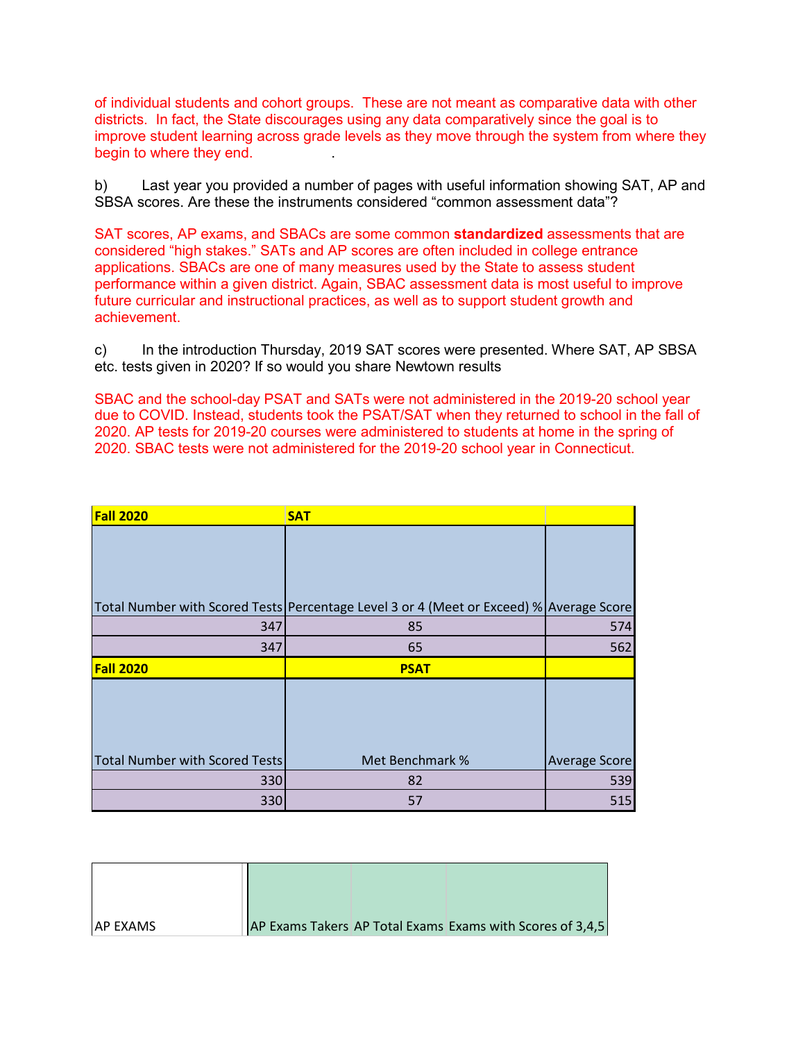of individual students and cohort groups. These are not meant as comparative data with other districts. In fact, the State discourages using any data comparatively since the goal is to improve student learning across grade levels as they move through the system from where they begin to where they end.

b) Last year you provided a number of pages with useful information showing SAT, AP and SBSA scores. Are these the instruments considered "common assessment data"?

SAT scores, AP exams, and SBACs are some common **standardized** assessments that are considered "high stakes." SATs and AP scores are often included in college entrance applications. SBACs are one of many measures used by the State to assess student performance within a given district. Again, SBAC assessment data is most useful to improve future curricular and instructional practices, as well as to support student growth and achievement.

c) In the introduction Thursday, 2019 SAT scores were presented. Where SAT, AP SBSA etc. tests given in 2020? If so would you share Newtown results

SBAC and the school-day PSAT and SATs were not administered in the 2019-20 school year due to COVID. Instead, students took the PSAT/SAT when they returned to school in the fall of 2020. AP tests for 2019-20 courses were administered to students at home in the spring of 2020. SBAC tests were not administered for the 2019-20 school year in Connecticut.

| **Fall 2020** | **SAT** | |
|---|---|---|
| Total Number with Scored Tests | Percentage Level 3 or 4 (Meet or Exceed) % | Average Score |
| 347 | 85 | 574 |
| 347 | 65 | 562 |
| **Fall 2020** | **PSAT** | |
| Total Number with Scored Tests | Met Benchmark % | Average Score |
| 330 | 82 | 539 |
| 330 | 57 | 515 |

| AP EXAMS | AP Exams Takers | AP Total Exams | Exams with Scores of 3,4,5 |
|---|---|---|---|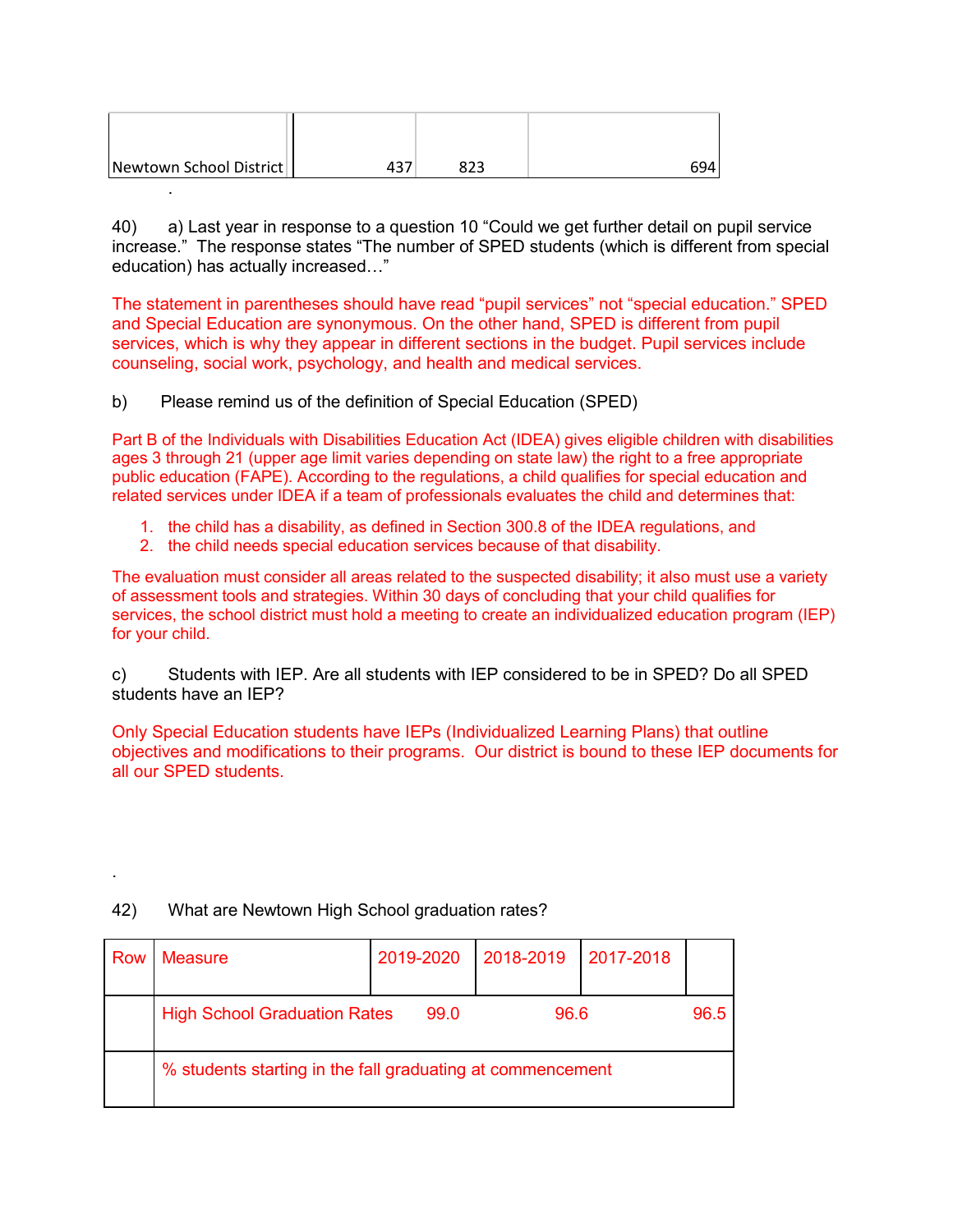| Newtown School District | 437 | 823 | 694 |
|---|---|---|---|

.

40) a) Last year in response to a question 10 "Could we get further detail on pupil service increase." The response states "The number of SPED students (which is different from special education) has actually increased…"

The statement in parentheses should have read "pupil services" not "special education." SPED and Special Education are synonymous. On the other hand, SPED is different from pupil services, which is why they appear in different sections in the budget. Pupil services include counseling, social work, psychology, and health and medical services.

b) Please remind us of the definition of Special Education (SPED)

Part B of the Individuals with Disabilities Education Act (IDEA) gives eligible children with disabilities ages 3 through 21 (upper age limit varies depending on state law) the right to a free appropriate public education (FAPE). According to the regulations, a child qualifies for special education and related services under IDEA if a team of professionals evaluates the child and determines that:

1. the child has a disability, as defined in Section 300.8 of the IDEA regulations, and
2. the child needs special education services because of that disability.

The evaluation must consider all areas related to the suspected disability; it also must use a variety of assessment tools and strategies. Within 30 days of concluding that your child qualifies for services, the school district must hold a meeting to create an individualized education program (IEP) for your child.

c) Students with IEP. Are all students with IEP considered to be in SPED? Do all SPED students have an IEP?

Only Special Education students have IEPs (Individualized Learning Plans) that outline objectives and modifications to their programs. Our district is bound to these IEP documents for all our SPED students.

.

42) What are Newtown High School graduation rates?

| Row | Measure | 2019-2020 | 2018-2019 | 2017-2018 | |
|---|---|---|---|---|---|
| | High School Graduation Rates | 99.0 | 96.6 | | 96.5 |
| | % students starting in the fall graduating at commencement | | | | |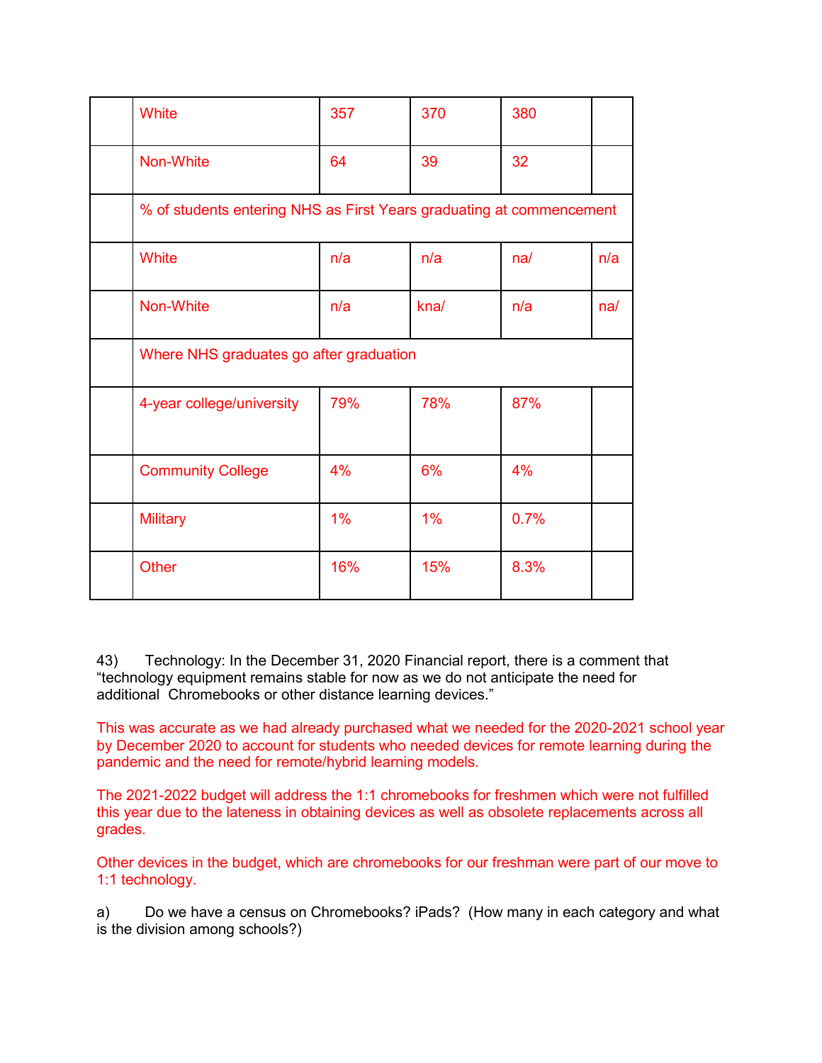|  |  |  |  |  |  |
|---|---|---|---|---|---|
|  | White | 357 | 370 | 380 |  |
|  | Non-White | 64 | 39 | 32 |  |
|  | % of students entering NHS as First Years graduating at commencement |  |  |  |  |
|  | White | n/a | n/a | na/ | n/a |
|  | Non-White | n/a | kna/ | n/a | na/ |
|  | Where NHS graduates go after graduation |  |  |  |  |
|  | 4-year college/university | 79% | 78% | 87% |  |
|  | Community College | 4% | 6% | 4% |  |
|  | Military | 1% | 1% | 0.7% |  |
|  | Other | 16% | 15% | 8.3% |  |

43) Technology: In the December 31, 2020 Financial report, there is a comment that "technology equipment remains stable for now as we do not anticipate the need for additional Chromebooks or other distance learning devices."

This was accurate as we had already purchased what we needed for the 2020-2021 school year by December 2020 to account for students who needed devices for remote learning during the pandemic and the need for remote/hybrid learning models.

The 2021-2022 budget will address the 1:1 chromebooks for freshmen which were not fulfilled this year due to the lateness in obtaining devices as well as obsolete replacements across all grades.

Other devices in the budget, which are chromebooks for our freshman were part of our move to 1:1 technology.

a) Do we have a census on Chromebooks? iPads? (How many in each category and what is the division among schools?)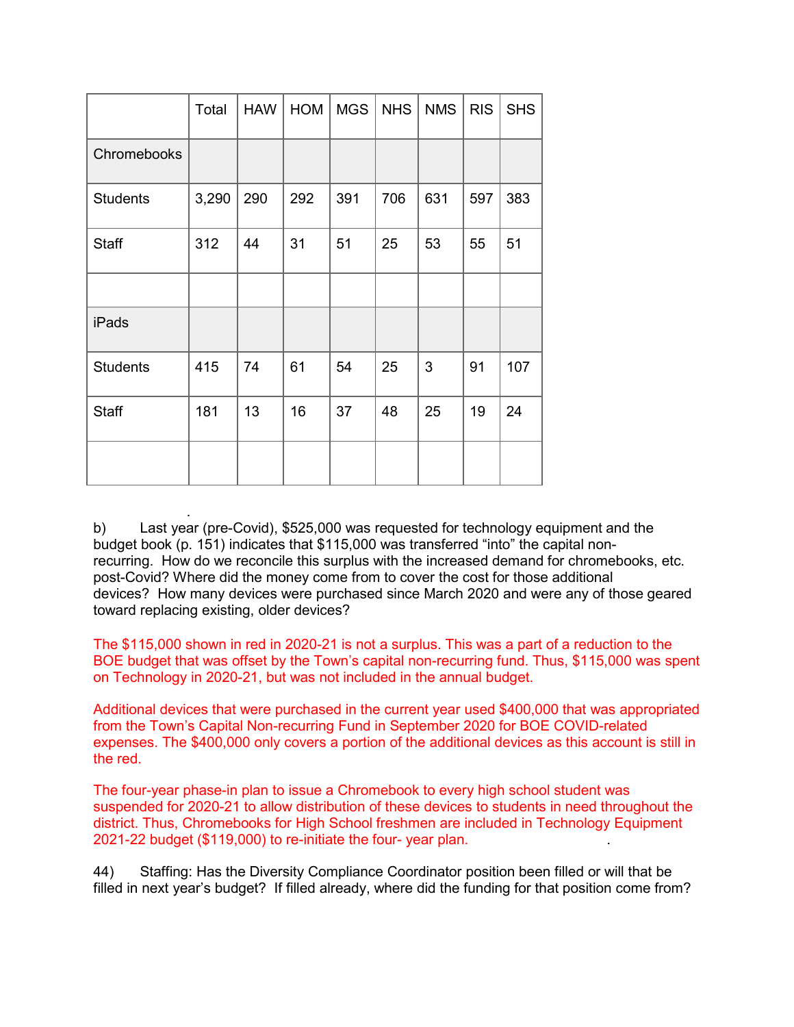| | Total | HAW | HOM | MGS | NHS | NMS | RIS | SHS |
|---|---|---|---|---|---|---|---|---|
| Chromebooks | | | | | | | | |
| Students | 3,290 | 290 | 292 | 391 | 706 | 631 | 597 | 383 |
| Staff | 312 | 44 | 31 | 51 | 25 | 53 | 55 | 51 |
| | | | | | | | | |
| iPads | | | | | | | | |
| Students | 415 | 74 | 61 | 54 | 25 | 3 | 91 | 107 |
| Staff | 181 | 13 | 16 | 37 | 48 | 25 | 19 | 24 |
| | | | | | | | | |

b) Last year (pre-Covid), $525,000 was requested for technology equipment and the budget book (p. 151) indicates that $115,000 was transferred "into" the capital non-recurring. How do we reconcile this surplus with the increased demand for chromebooks, etc. post-Covid? Where did the money come from to cover the cost for those additional devices? How many devices were purchased since March 2020 and were any of those geared toward replacing existing, older devices?

The $115,000 shown in red in 2020-21 is not a surplus. This was a part of a reduction to the BOE budget that was offset by the Town's capital non-recurring fund. Thus, $115,000 was spent on Technology in 2020-21, but was not included in the annual budget.

Additional devices that were purchased in the current year used $400,000 that was appropriated from the Town's Capital Non-recurring Fund in September 2020 for BOE COVID-related expenses. The $400,000 only covers a portion of the additional devices as this account is still in the red.

The four-year phase-in plan to issue a Chromebook to every high school student was suspended for 2020-21 to allow distribution of these devices to students in need throughout the district. Thus, Chromebooks for High School freshmen are included in Technology Equipment 2021-22 budget ($119,000) to re-initiate the four- year plan.

44) Staffing: Has the Diversity Compliance Coordinator position been filled or will that be filled in next year's budget? If filled already, where did the funding for that position come from?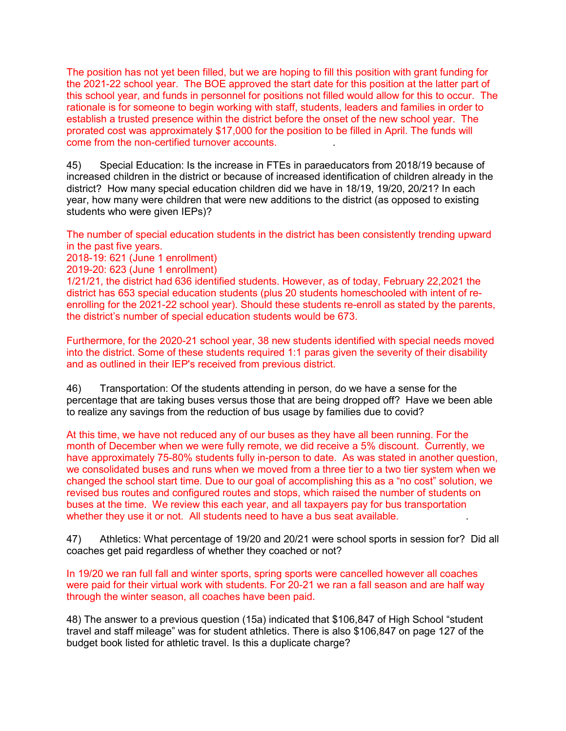The position has not yet been filled, but we are hoping to fill this position with grant funding for the 2021-22 school year. The BOE approved the start date for this position at the latter part of this school year, and funds in personnel for positions not filled would allow for this to occur. The rationale is for someone to begin working with staff, students, leaders and families in order to establish a trusted presence within the district before the onset of the new school year. The prorated cost was approximately $17,000 for the position to be filled in April. The funds will come from the non-certified turnover accounts.

45) Special Education: Is the increase in FTEs in paraeducators from 2018/19 because of increased children in the district or because of increased identification of children already in the district? How many special education children did we have in 18/19, 19/20, 20/21? In each year, how many were children that were new additions to the district (as opposed to existing students who were given IEPs)?

The number of special education students in the district has been consistently trending upward in the past five years.
2018-19: 621 (June 1 enrollment)
2019-20: 623 (June 1 enrollment)
1/21/21, the district had 636 identified students. However, as of today, February 22,2021 the district has 653 special education students (plus 20 students homeschooled with intent of re-enrolling for the 2021-22 school year). Should these students re-enroll as stated by the parents, the district's number of special education students would be 673.

Furthermore, for the 2020-21 school year, 38 new students identified with special needs moved into the district. Some of these students required 1:1 paras given the severity of their disability and as outlined in their IEP's received from previous district.

46) Transportation: Of the students attending in person, do we have a sense for the percentage that are taking buses versus those that are being dropped off? Have we been able to realize any savings from the reduction of bus usage by families due to covid?

At this time, we have not reduced any of our buses as they have all been running. For the month of December when we were fully remote, we did receive a 5% discount. Currently, we have approximately 75-80% students fully in-person to date. As was stated in another question, we consolidated buses and runs when we moved from a three tier to a two tier system when we changed the school start time. Due to our goal of accomplishing this as a "no cost" solution, we revised bus routes and configured routes and stops, which raised the number of students on buses at the time. We review this each year, and all taxpayers pay for bus transportation whether they use it or not. All students need to have a bus seat available.

47) Athletics: What percentage of 19/20 and 20/21 were school sports in session for? Did all coaches get paid regardless of whether they coached or not?

In 19/20 we ran full fall and winter sports, spring sports were cancelled however all coaches were paid for their virtual work with students. For 20-21 we ran a fall season and are half way through the winter season, all coaches have been paid.

48) The answer to a previous question (15a) indicated that $106,847 of High School "student travel and staff mileage" was for student athletics. There is also $106,847 on page 127 of the budget book listed for athletic travel. Is this a duplicate charge?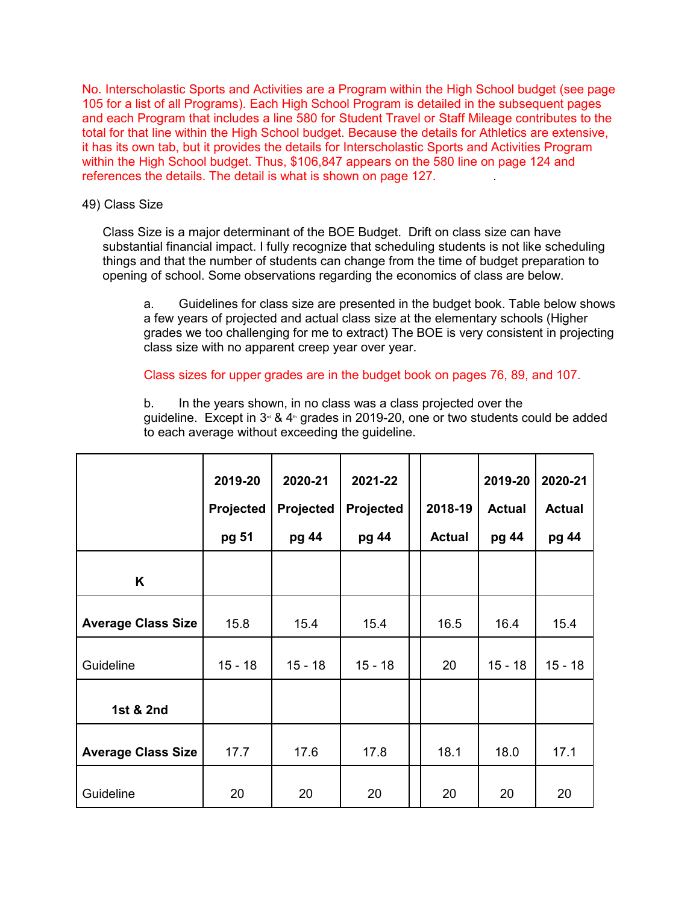No. Interscholastic Sports and Activities are a Program within the High School budget (see page 105 for a list of all Programs). Each High School Program is detailed in the subsequent pages and each Program that includes a line 580 for Student Travel or Staff Mileage contributes to the total for that line within the High School budget. Because the details for Athletics are extensive, it has its own tab, but it provides the details for Interscholastic Sports and Activities Program within the High School budget. Thus, $106,847 appears on the 580 line on page 124 and references the details. The detail is what is shown on page 127.

49) Class Size

Class Size is a major determinant of the BOE Budget. Drift on class size can have substantial financial impact. I fully recognize that scheduling students is not like scheduling things and that the number of students can change from the time of budget preparation to opening of school. Some observations regarding the economics of class are below.

a. Guidelines for class size are presented in the budget book. Table below shows a few years of projected and actual class size at the elementary schools (Higher grades we too challenging for me to extract) The BOE is very consistent in projecting class size with no apparent creep year over year.

Class sizes for upper grades are in the budget book on pages 76, 89, and 107.

b. In the years shown, in no class was a class projected over the guideline. Except in 3rd & 4th grades in 2019-20, one or two students could be added to each average without exceeding the guideline.

| | 2019-20 Projected pg 51 | 2020-21 Projected pg 44 | 2021-22 Projected pg 44 | | 2018-19 Actual | 2019-20 Actual pg 44 | 2020-21 Actual pg 44 |
|---|---|---|---|---|---|---|---|
| **K** | | | | | | | |
| **Average Class Size** | 15.8 | 15.4 | 15.4 | | 16.5 | 16.4 | 15.4 |
| Guideline | 15 - 18 | 15 - 18 | 15 - 18 | | 20 | 15 - 18 | 15 - 18 |
| **1st & 2nd** | | | | | | | |
| **Average Class Size** | 17.7 | 17.6 | 17.8 | | 18.1 | 18.0 | 17.1 |
| Guideline | 20 | 20 | 20 | | 20 | 20 | 20 |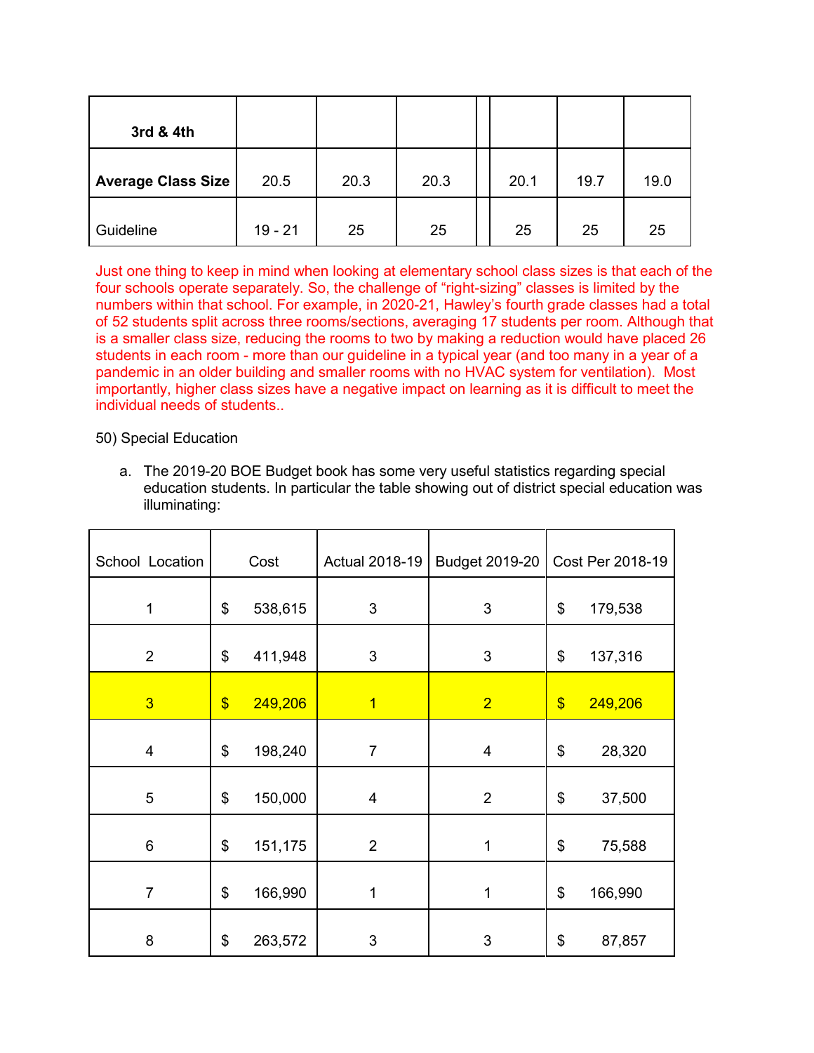| 3rd & 4th | | | | | | | |
|---|---|---|---|---|---|---|---|
| **Average Class Size** | 20.5 | 20.3 | 20.3 | | 20.1 | 19.7 | 19.0 |
| Guideline | 19 - 21 | 25 | 25 | | 25 | 25 | 25 |

Just one thing to keep in mind when looking at elementary school class sizes is that each of the four schools operate separately. So, the challenge of "right-sizing" classes is limited by the numbers within that school. For example, in 2020-21, Hawley's fourth grade classes had a total of 52 students split across three rooms/sections, averaging 17 students per room. Although that is a smaller class size, reducing the rooms to two by making a reduction would have placed 26 students in each room - more than our guideline in a typical year (and too many in a year of a pandemic in an older building and smaller rooms with no HVAC system for ventilation). Most importantly, higher class sizes have a negative impact on learning as it is difficult to meet the individual needs of students..

50) Special Education

a. The 2019-20 BOE Budget book has some very useful statistics regarding special education students. In particular the table showing out of district special education was illuminating:

| School Location | Cost | Actual 2018-19 | Budget 2019-20 | Cost Per 2018-19 |
|---|---|---|---|---|
| 1 | $ 538,615 | 3 | 3 | $ 179,538 |
| 2 | $ 411,948 | 3 | 3 | $ 137,316 |
| 3 | $ 249,206 | 1 | 2 | $ 249,206 |
| 4 | $ 198,240 | 7 | 4 | $ 28,320 |
| 5 | $ 150,000 | 4 | 2 | $ 37,500 |
| 6 | $ 151,175 | 2 | 1 | $ 75,588 |
| 7 | $ 166,990 | 1 | 1 | $ 166,990 |
| 8 | $ 263,572 | 3 | 3 | $ 87,857 |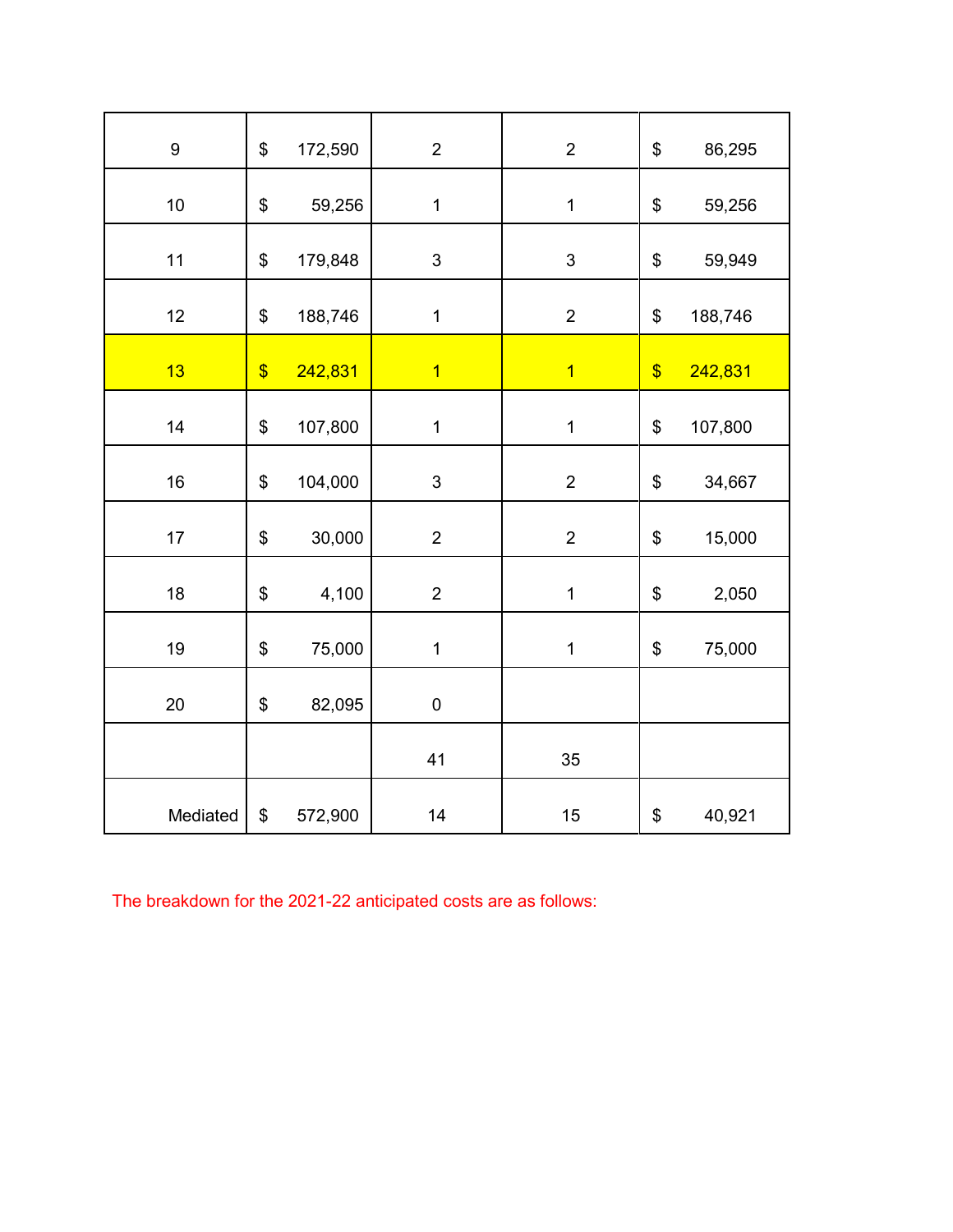| | | | | |
|---|---|---|---|---|
| 9 | $ 172,590 | 2 | 2 | $ 86,295 |
| 10 | $ 59,256 | 1 | 1 | $ 59,256 |
| 11 | $ 179,848 | 3 | 3 | $ 59,949 |
| 12 | $ 188,746 | 1 | 2 | $ 188,746 |
| 13 | $ 242,831 | 1 | 1 | $ 242,831 |
| 14 | $ 107,800 | 1 | 1 | $ 107,800 |
| 16 | $ 104,000 | 3 | 2 | $ 34,667 |
| 17 | $ 30,000 | 2 | 2 | $ 15,000 |
| 18 | $ 4,100 | 2 | 1 | $ 2,050 |
| 19 | $ 75,000 | 1 | 1 | $ 75,000 |
| 20 | $ 82,095 | 0 | | |
| | | 41 | 35 | |
| Mediated | $ 572,900 | 14 | 15 | $ 40,921 |

The breakdown for the 2021-22 anticipated costs are as follows: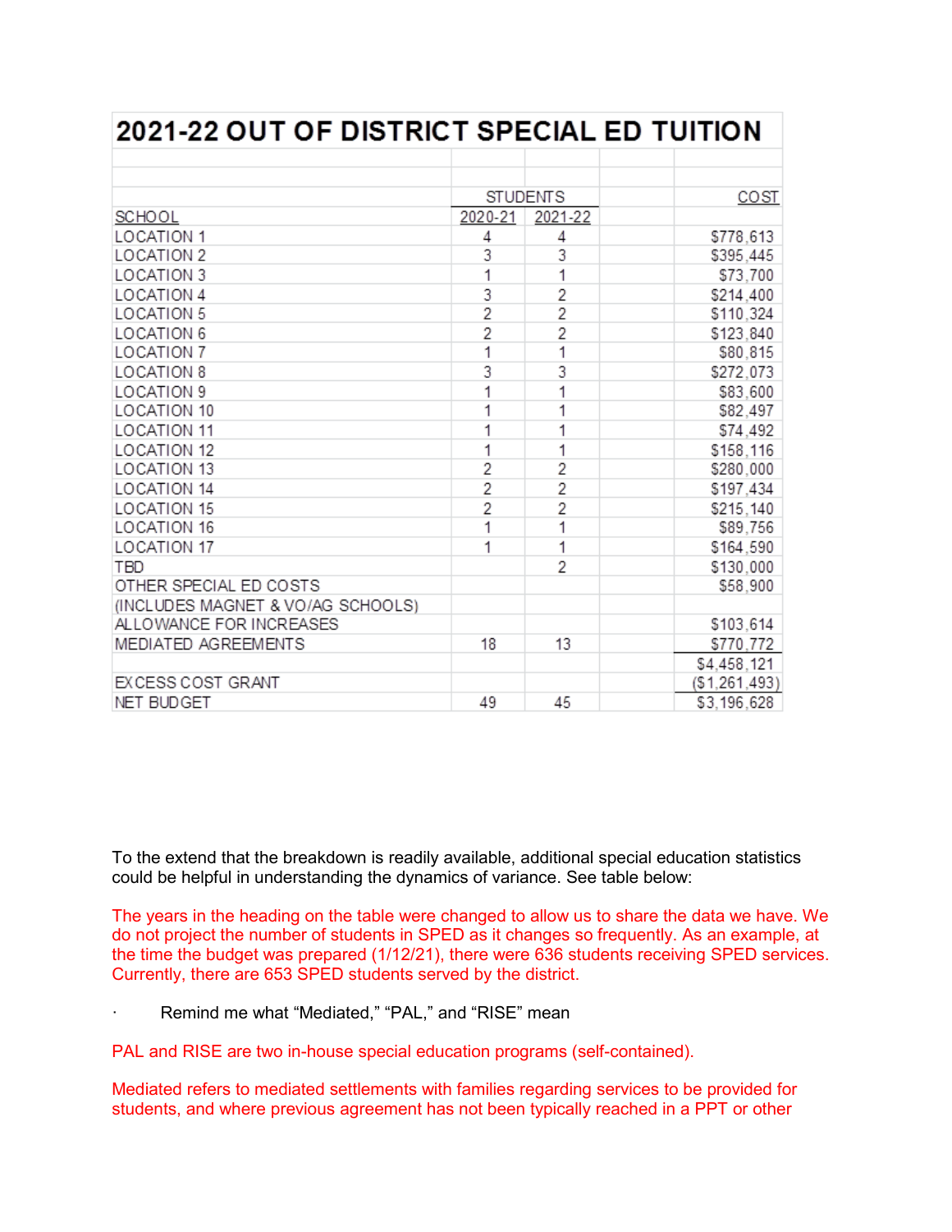# 2021-22 OUT OF DISTRICT SPECIAL ED TUITION

| SCHOOL | STUDENTS | | COST |
|---|---|---|---|
| | 2020-21 | 2021-22 | |
| LOCATION 1 | 4 | 4 | $778,613 |
| LOCATION 2 | 3 | 3 | $395,445 |
| LOCATION 3 | 1 | 1 | $73,700 |
| LOCATION 4 | 3 | 2 | $214,400 |
| LOCATION 5 | 2 | 2 | $110,324 |
| LOCATION 6 | 2 | 2 | $123,840 |
| LOCATION 7 | 1 | 1 | $80,815 |
| LOCATION 8 | 3 | 3 | $272,073 |
| LOCATION 9 | 1 | 1 | $83,600 |
| LOCATION 10 | 1 | 1 | $82,497 |
| LOCATION 11 | 1 | 1 | $74,492 |
| LOCATION 12 | 1 | 1 | $158,116 |
| LOCATION 13 | 2 | 2 | $280,000 |
| LOCATION 14 | 2 | 2 | $197,434 |
| LOCATION 15 | 2 | 2 | $215,140 |
| LOCATION 16 | 1 | 1 | $89,756 |
| LOCATION 17 | 1 | 1 | $164,590 |
| TBD | | 2 | $130,000 |
| OTHER SPECIAL ED COSTS | | | $58,900 |
| (INCLUDES MAGNET & VO/AG SCHOOLS) | | | |
| ALLOWANCE FOR INCREASES | | | $103,614 |
| MEDIATED AGREEMENTS | 18 | 13 | $770,772 |
| | | | $4,458,121 |
| EXCESS COST GRANT | | | ($1,261,493) |
| NET BUDGET | 49 | 45 | $3,196,628 |

To the extend that the breakdown is readily available, additional special education statistics could be helpful in understanding the dynamics of variance. See table below:

The years in the heading on the table were changed to allow us to share the data we have. We do not project the number of students in SPED as it changes so frequently. As an example, at the time the budget was prepared (1/12/21), there were 636 students receiving SPED services. Currently, there are 653 SPED students served by the district.

- Remind me what “Mediated,” “PAL,” and “RISE” mean

PAL and RISE are two in-house special education programs (self-contained).

Mediated refers to mediated settlements with families regarding services to be provided for students, and where previous agreement has not been typically reached in a PPT or other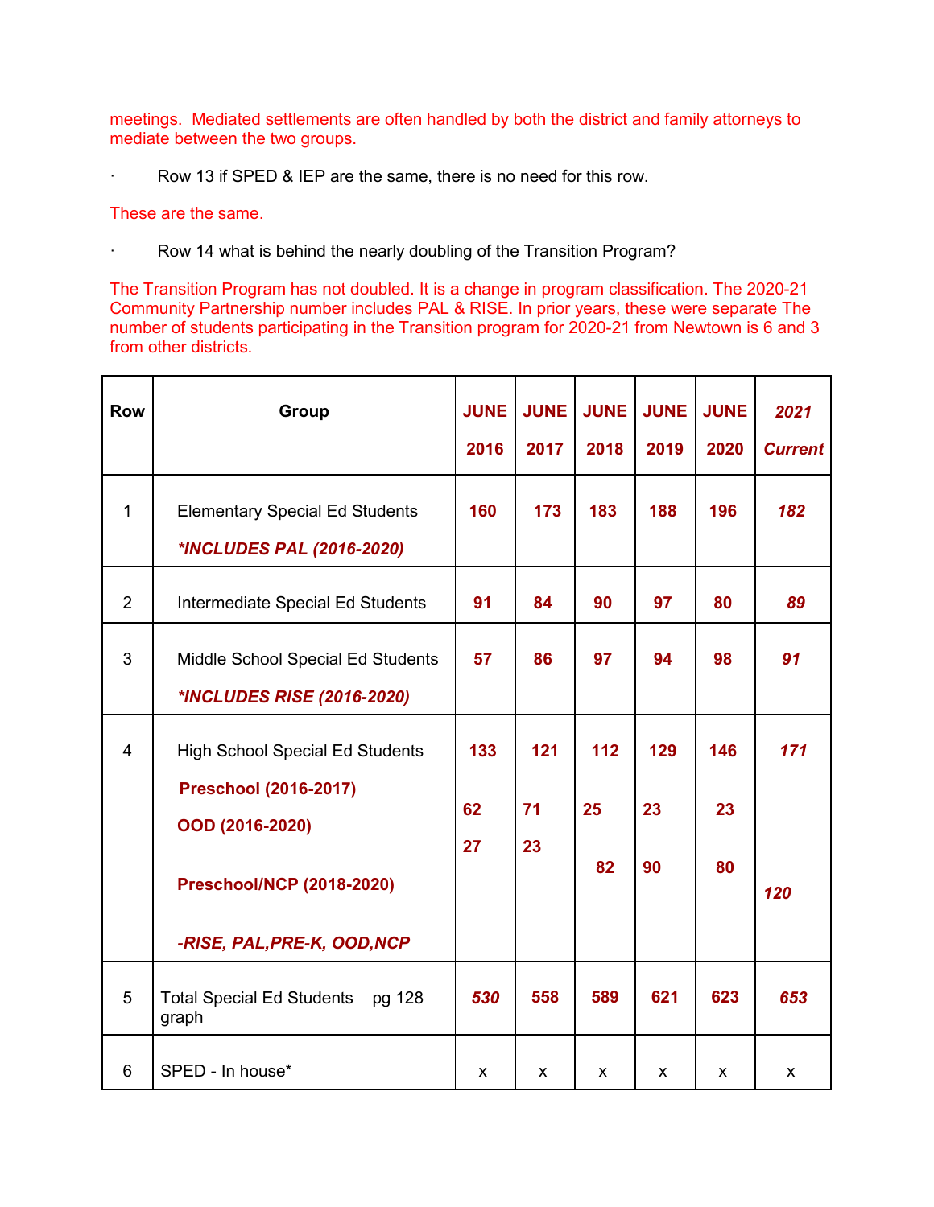meetings. Mediated settlements are often handled by both the district and family attorneys to mediate between the two groups.

· Row 13 if SPED & IEP are the same, there is no need for this row.

These are the same.

· Row 14 what is behind the nearly doubling of the Transition Program?

The Transition Program has not doubled. It is a change in program classification. The 2020-21 Community Partnership number includes PAL & RISE. In prior years, these were separate The number of students participating in the Transition program for 2020-21 from Newtown is 6 and 3 from other districts.

| Row | Group | JUNE 2016 | JUNE 2017 | JUNE 2018 | JUNE 2019 | JUNE 2020 | *2021 Current* |
|---|---|---|---|---|---|---|---|
| 1 | Elementary Special Ed Students<br>***INCLUDES PAL (2016-2020)*** | **160** | **173** | **183** | **188** | **196** | ***182*** |
| 2 | Intermediate Special Ed Students | **91** | **84** | **90** | **97** | **80** | ***89*** |
| 3 | Middle School Special Ed Students<br>***INCLUDES RISE (2016-2020)*** | **57** | **86** | **97** | **94** | **98** | ***91*** |
| 4 | High School Special Ed Students<br>**Preschool (2016-2017)**<br>**OOD (2016-2020)**<br>**Preschool/NCP (2018-2020)**<br>***-RISE, PAL,PRE-K, OOD,NCP*** | **133**<br>**62**<br>**27** | **121**<br>**71**<br>**23** | **112**<br>**25**<br>**82** | **129**<br>**23**<br>**90** | **146**<br>**23**<br>**80** | ***171***<br>***120*** |
| 5 | Total Special Ed Students pg 128 graph | ***530*** | **558** | **589** | **621** | **623** | ***653*** |
| 6 | SPED - In house* | x | x | x | x | x | x |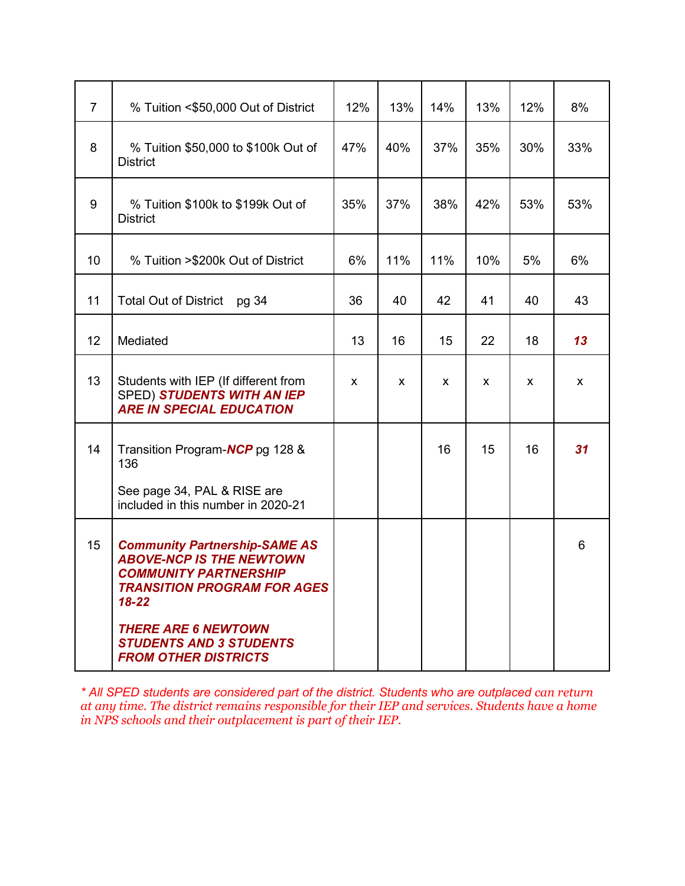| | | | | | | | |
|---|---|---|---|---|---|---|---|
| 7 | % Tuition <$50,000 Out of District | 12% | 13% | 14% | 13% | 12% | 8% |
| 8 | % Tuition $50,000 to $100k Out of District | 47% | 40% | 37% | 35% | 30% | 33% |
| 9 | % Tuition $100k to $199k Out of District | 35% | 37% | 38% | 42% | 53% | 53% |
| 10 | % Tuition >$200k Out of District | 6% | 11% | 11% | 10% | 5% | 6% |
| 11 | Total Out of District pg 34 | 36 | 40 | 42 | 41 | 40 | 43 |
| 12 | Mediated | 13 | 16 | 15 | 22 | 18 | ***13*** |
| 13 | Students with IEP (If different from SPED) ***STUDENTS WITH AN IEP ARE IN SPECIAL EDUCATION*** | x | x | x | x | x | x |
| 14 | Transition Program-***NCP*** pg 128 & 136<br><br>See page 34, PAL & RISE are included in this number in 2020-21 | | | 16 | 15 | 16 | ***31*** |
| 15 | ***Community Partnership-SAME AS ABOVE-NCP IS THE NEWTOWN COMMUNITY PARTNERSHIP TRANSITION PROGRAM FOR AGES 18-22***<br><br>***THERE ARE 6 NEWTOWN STUDENTS AND 3 STUDENTS FROM OTHER DISTRICTS*** | | | | | | 6 |

*\* All SPED students are considered part of the district. Students who are outplaced can return at any time. The district remains responsible for their IEP and services. Students have a home in NPS schools and their outplacement is part of their IEP.*